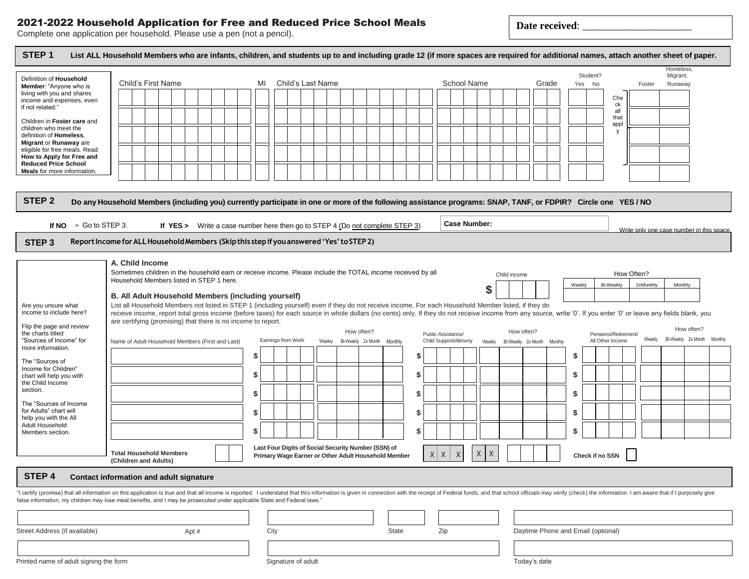# 2021-2022 Household Application for Free and Reduced Price School Meals

Complete one application per household. Please use a pen (not a pencil).

**Date received**: ____________________

## STEP 1 List ALL Household Members who are infants, children, and students up to and including grade 12 (if more spaces are required for additional names, attach another sheet of paper.

Definition of **Household Member**: "Anyone who is living with you and shares income and expenses, even if not related."

Children in **Foster care** and children who meet the definition of **Homeless, Migrant** or **Runaway** are eligible for free meals. Read **How to Apply for Free and Reduced Price School Meals** for more information.

| Child's First Name | MI | Child's Last Name | School Name | Grade | Student? Yes | Student? No | Foster | Homeless, Migrant, Runaway |
|---|---|---|---|---|---|---|---|---|
| | | | | | | | | |
| | | | | | | | | |
| | | | | | | | | |
| | | | | | | | | |
| | | | | | | | | |

Check all that apply

## STEP 2 Do any Household Members (including you) currently participate in one or more of the following assistance programs: SNAP, TANF, or FDPIR? Circle one YES / NO

**If NO** > Go to STEP 3. **If YES >** Write a case number here then go to STEP 4 (Do not complete STEP 3)

**Case Number:** ____________________

Write only one case number in this space.

## STEP 3 Report Income for ALL Household Members (Skip this step if you answered 'Yes' to STEP 2)

Are you unsure what income to include here?

Flip the page and review the charts titled "Sources of Income" for more information.

The "Sources of Income for Children" chart will help you with the Child Income section.

The "Sources of Income for Adults" chart will help you with the All Adult Household Members section.

### A. Child Income

Sometimes children in the household earn or receive income. Please include the TOTAL income received by all Household Members listed in STEP 1 here.

| Child income | How Often? Weekly | Bi-Weekly | 2xMonthly | Monthly |
|---|---|---|---|---|
| $ | | | | |

### B. All Adult Household Members (including yourself)

List all Household Members not listed in STEP 1 (including yourself) even if they do not receive income. For each Household Member listed, if they do receive income, report total gross income (before taxes) for each source in whole dollars (no cents) only. If they do not receive income from any source, write '0'. If you enter '0' or leave any fields blank, you are certifying (promising) that there is no income to report.

| Name of Adult Household Members (First and Last) | Earnings from Work | How often? Weekly | Bi-Weekly | 2x Month | Monthly | Public Assistance/ Child Support/Alimony | How often? Weekly | Bi-Weekly | 2x Month | Monthly | Pensions/Retirement/ All Other Income | How often? Weekly | Bi-Weekly | 2x Month | Monthly |
|---|---|---|---|---|---|---|---|---|---|---|---|---|---|---|---|
| | $ | | | | | $ | | | | | $ | | | | |
| | $ | | | | | $ | | | | | $ | | | | |
| | $ | | | | | $ | | | | | $ | | | | |
| | $ | | | | | $ | | | | | $ | | | | |
| | $ | | | | | $ | | | | | $ | | | | |

**Total Household Members (Children and Adults)** ____

**Last Four Digits of Social Security Number (SSN) of Primary Wage Earner or Other Adult Household Member** X X X - X X - ____

**Check if no SSN** ☐

## STEP 4 Contact information and adult signature

"I certify (promise) that all information on this application is true and that all income is reported. I understand that this information is given in connection with the receipt of Federal funds, and that school officials may verify (check) the information. I am aware that if I purposely give false information, my children may lose meal benefits, and I may be prosecuted under applicable State and Federal laws."

| Street Address (if available) | Apt # | City | State | Zip | Daytime Phone and Email (optional) |
|---|---|---|---|---|---|
| | | | | | |

| Printed name of adult signing the form | Signature of adult | Today's date |
|---|---|---|
| | | |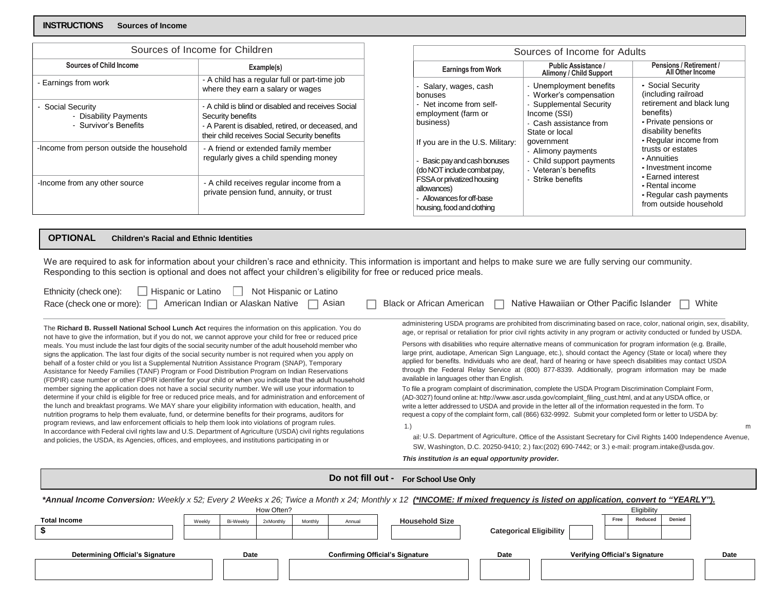## INSTRUCTIONS Sources of Income

### Sources of Income for Children

| Sources of Child Income | Example(s) |
|---|---|
| - Earnings from work | - A child has a regular full or part-time job where they earn a salary or wages |
| - Social Security<br>- Disability Payments<br>- Survivor's Benefits | - A child is blind or disabled and receives Social Security benefits<br>- A Parent is disabled, retired, or deceased, and their child receives Social Security benefits |
| -Income from person outside the household | - A friend or extended family member regularly gives a child spending money |
| -Income from any other source | - A child receives regular income from a private pension fund, annuity, or trust |

### Sources of Income for Adults

| Earnings from Work | Public Assistance / Alimony / Child Support | Pensions / Retirement / All Other Income |
|---|---|---|
| - Salary, wages, cash bonuses<br>- Net income from self-employment (farm or business)<br><br>If you are in the U.S. Military:<br><br>- Basic pay and cash bonuses (do NOT include combat pay, FSSA or privatized housing allowances)<br>- Allowances for off-base housing, food and clothing | - Unemployment benefits<br>- Worker's compensation<br>- Supplemental Security Income (SSI)<br>- Cash assistance from State or local government<br>- Alimony payments<br>- Child support payments<br>- Veteran's benefits<br>- Strike benefits | - Social Security (including railroad retirement and black lung benefits)<br>- Private pensions or disability benefits<br>- Regular income from trusts or estates<br>- Annuities<br>- Investment income<br>- Earned interest<br>- Rental income<br>- Regular cash payments from outside household |

## OPTIONAL Children's Racial and Ethnic Identities

We are required to ask for information about your children's race and ethnicity. This information is important and helps to make sure we are fully serving our community. Responding to this section is optional and does not affect your children's eligibility for free or reduced price meals.

Ethnicity (check one): ☐ Hispanic or Latino ☐ Not Hispanic or Latino

Race (check one or more): ☐ American Indian or Alaskan Native ☐ Asian ☐ Black or African American ☐ Native Hawaiian or Other Pacific Islander ☐ White

The **Richard B. Russell National School Lunch Act** requires the information on this application. You do not have to give the information, but if you do not, we cannot approve your child for free or reduced price meals. You must include the last four digits of the social security number of the adult household member who signs the application. The last four digits of the social security number is not required when you apply on behalf of a foster child or you list a Supplemental Nutrition Assistance Program (SNAP), Temporary Assistance for Needy Families (TANF) Program or Food Distribution Program on Indian Reservations (FDPIR) case number or other FDPIR identifier for your child or when you indicate that the adult household member signing the application does not have a social security number. We will use your information to determine if your child is eligible for free or reduced price meals, and for administration and enforcement of the lunch and breakfast programs. We MAY share your eligibility information with education, health, and nutrition programs to help them evaluate, fund, or determine benefits for their programs, auditors for program reviews, and law enforcement officials to help them look into violations of program rules.

In accordance with Federal civil rights law and U.S. Department of Agriculture (USDA) civil rights regulations and policies, the USDA, its Agencies, offices, and employees, and institutions participating in or administering USDA programs are prohibited from discriminating based on race, color, national origin, sex, disability, age, or reprisal or retaliation for prior civil rights activity in any program or activity conducted or funded by USDA.

Persons with disabilities who require alternative means of communication for program information (e.g. Braille, large print, audiotape, American Sign Language, etc.), should contact the Agency (State or local) where they applied for benefits. Individuals who are deaf, hard of hearing or have speech disabilities may contact USDA through the Federal Relay Service at (800) 877-8339. Additionally, program information may be made available in languages other than English.

To file a program complaint of discrimination, complete the USDA Program Discrimination Complaint Form, (AD-3027) found online at: http://www.ascr.usda.gov/complaint_filing_cust.html, and at any USDA office, or write a letter addressed to USDA and provide in the letter all of the information requested in the form. To request a copy of the complaint form, call (866) 632-9992. Submit your completed form or letter to USDA by:

1.) mail: U.S. Department of Agriculture, Office of the Assistant Secretary for Civil Rights 1400 Independence Avenue, SW, Washington, D.C. 20250-9410; 2.) fax:(202) 690-7442; or 3.) e-mail: program.intake@usda.gov.

***This institution is an equal opportunity provider.***

## Do not fill out - For School Use Only

***Annual Income Conversion:** Weekly x 52; Every 2 Weeks x 26; Twice a Month x 24; Monthly x 12* ***(*INCOME: If mixed frequency is listed on application, convert to "YEARLY").***

| Total Income | How Often? | | | | | Household Size | Categorical Eligibility | Eligibility | | |
|---|---|---|---|---|---|---|---|---|---|---|
| | Weekly | Bi-Weekly | 2xMonthly | Monthly | Annual | | | Free | Reduced | Denied |
| $ | | | | | | | | | | |

| Determining Official's Signature | Date | Confirming Official's Signature | Date | Verifying Official's Signature | Date |
|---|---|---|---|---|---|
| | | | | | |